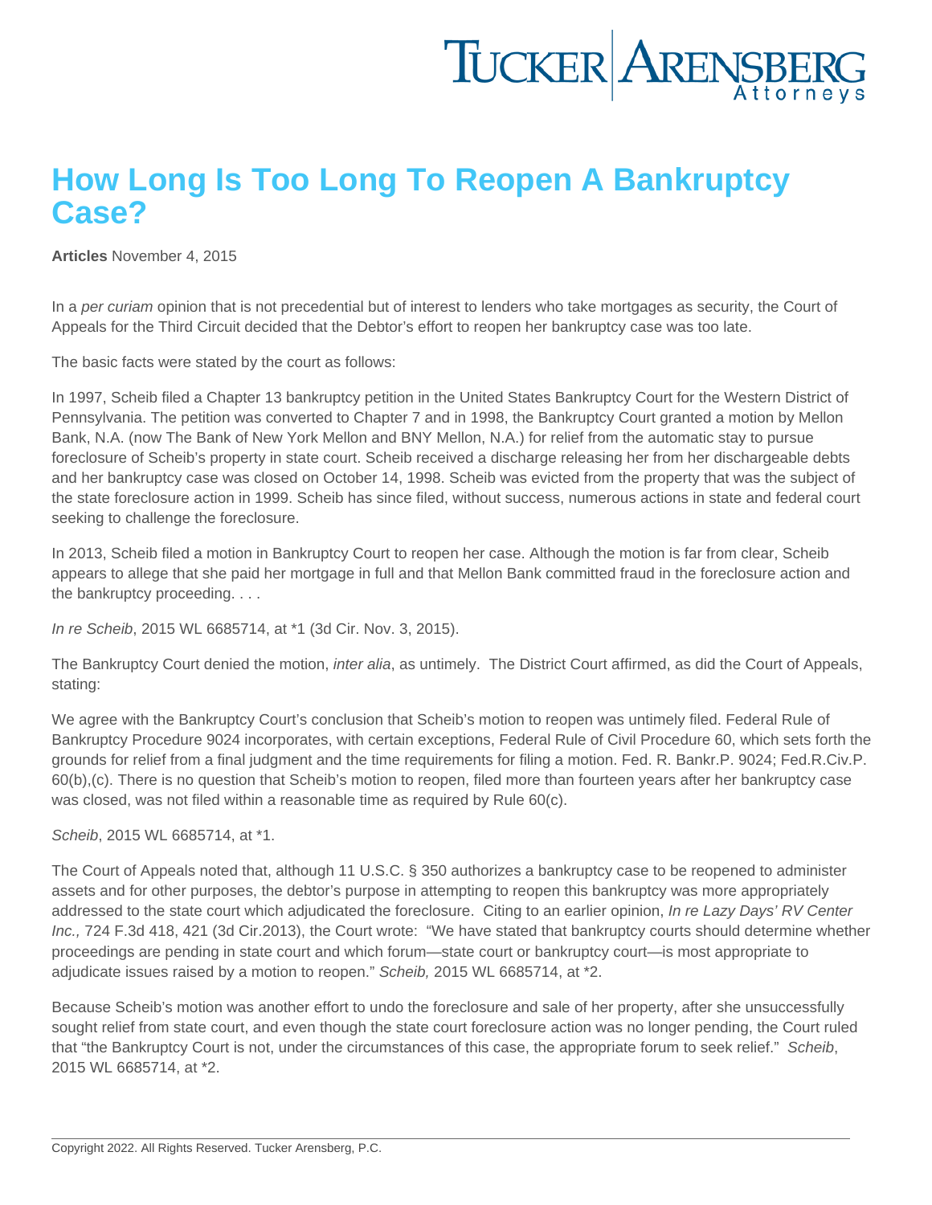# How Long Is Too Long To Reopen A Bankruptcy Case?

**Articles** November 4, 2015

In a *per curiam* opinion that is not precedential but of interest to lenders who take mortgages as security, the Court of Appeals for the Third Circuit decided that the Debtor's effort to reopen her bankruptcy case was too late.

The basic facts were stated by the court as follows:

In 1997, Scheib filed a Chapter 13 bankruptcy petition in the United States Bankruptcy Court for the Western District of Pennsylvania. The petition was converted to Chapter 7 and in 1998, the Bankruptcy Court granted a motion by Mellon Bank, N.A. (now The Bank of New York Mellon and BNY Mellon, N.A.) for relief from the automatic stay to pursue foreclosure of Scheib's property in state court. Scheib received a discharge releasing her from her dischargeable debts and her bankruptcy case was closed on October 14, 1998. Scheib was evicted from the property that was the subject of the state foreclosure action in 1999. Scheib has since filed, without success, numerous actions in state and federal court seeking to challenge the foreclosure.

In 2013, Scheib filed a motion in Bankruptcy Court to reopen her case. Although the motion is far from clear, Scheib appears to allege that she paid her mortgage in full and that Mellon Bank committed fraud in the foreclosure action and the bankruptcy proceeding. . . .

*In re Scheib*, 2015 WL 6685714, at *1 (3d Cir. Nov. 3, 2015).

The Bankruptcy Court denied the motion, *inter alia*, as untimely. The District Court affirmed, as did the Court of Appeals, stating:

We agree with the Bankruptcy Court's conclusion that Scheib's motion to reopen was untimely filed. Federal Rule of Bankruptcy Procedure 9024 incorporates, with certain exceptions, Federal Rule of Civil Procedure 60, which sets forth the grounds for relief from a final judgment and the time requirements for filing a motion. Fed. R. Bankr.P. 9024; Fed.R.Civ.P. 60(b),(c). There is no question that Scheib's motion to reopen, filed more than fourteen years after her bankruptcy case was closed, was not filed within a reasonable time as required by Rule 60(c).

*Scheib*, 2015 WL 6685714, at *1.

The Court of Appeals noted that, although 11 U.S.C. § 350 authorizes a bankruptcy case to be reopened to administer assets and for other purposes, the debtor's purpose in attempting to reopen this bankruptcy was more appropriately addressed to the state court which adjudicated the foreclosure. Citing to an earlier opinion, *In re Lazy Days' RV Center Inc.,* 724 F.3d 418, 421 (3d Cir.2013), the Court wrote: "We have stated that bankruptcy courts should determine whether proceedings are pending in state court and which forum—state court or bankruptcy court—is most appropriate to adjudicate issues raised by a motion to reopen." *Scheib,* 2015 WL 6685714, at *2.

Because Scheib's motion was another effort to undo the foreclosure and sale of her property, after she unsuccessfully sought relief from state court, and even though the state court foreclosure action was no longer pending, the Court ruled that "the Bankruptcy Court is not, under the circumstances of this case, the appropriate forum to seek relief." *Scheib*, 2015 WL 6685714, at *2.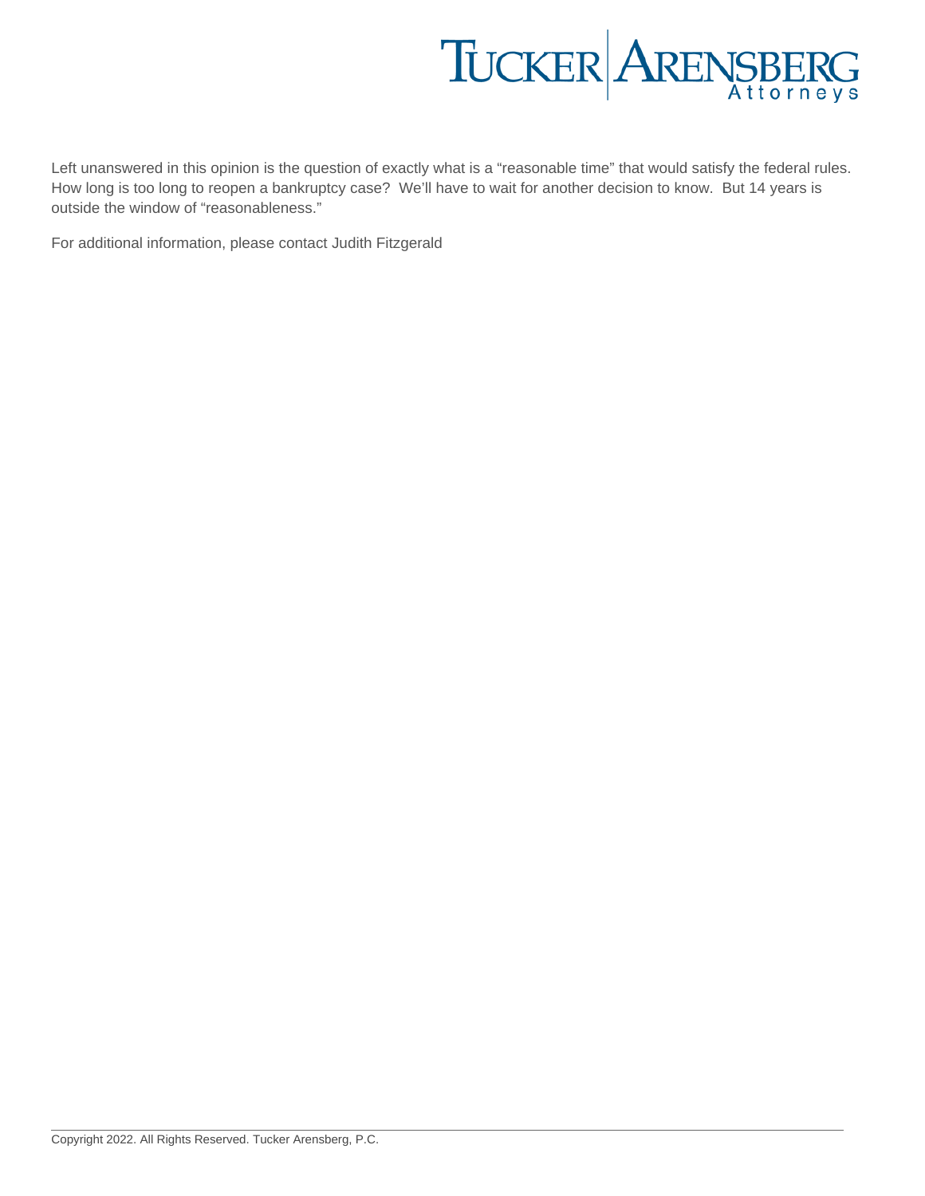Left unanswered in this opinion is the question of exactly what is a “reasonable time” that would satisfy the federal rules. How long is too long to reopen a bankruptcy case? We’ll have to wait for another decision to know. But 14 years is outside the window of “reasonableness.”

For additional information, please contact Judith Fitzgerald